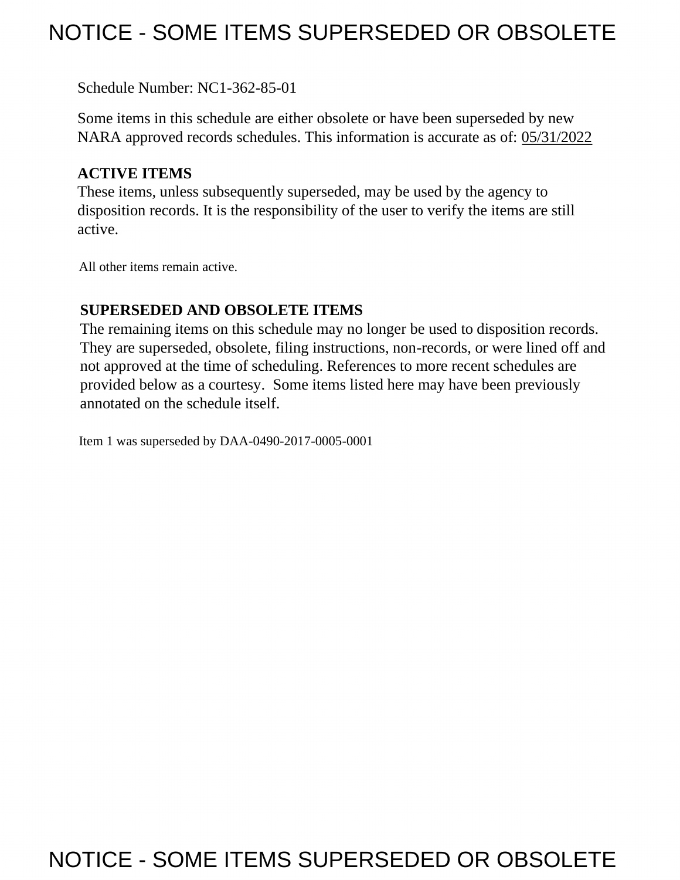# NOTICE - SOME ITEMS SUPERSEDED OR OBSOLETE

Schedule Number: NC1-362-85-01

Some items in this schedule are either obsolete or have been superseded by new NARA approved records schedules. This information is accurate as of: 05/31/2022

**ACTIVE ITEMS**

These items, unless subsequently superseded, may be used by the agency to disposition records. It is the responsibility of the user to verify the items are still active.

All other items remain active.

**SUPERSEDED AND OBSOLETE ITEMS**

The remaining items on this schedule may no longer be used to disposition records. They are superseded, obsolete, filing instructions, non-records, or were lined off and not approved at the time of scheduling. References to more recent schedules are provided below as a courtesy. Some items listed here may have been previously annotated on the schedule itself.

Item 1 was superseded by DAA-0490-2017-0005-0001

# NOTICE - SOME ITEMS SUPERSEDED OR OBSOLETE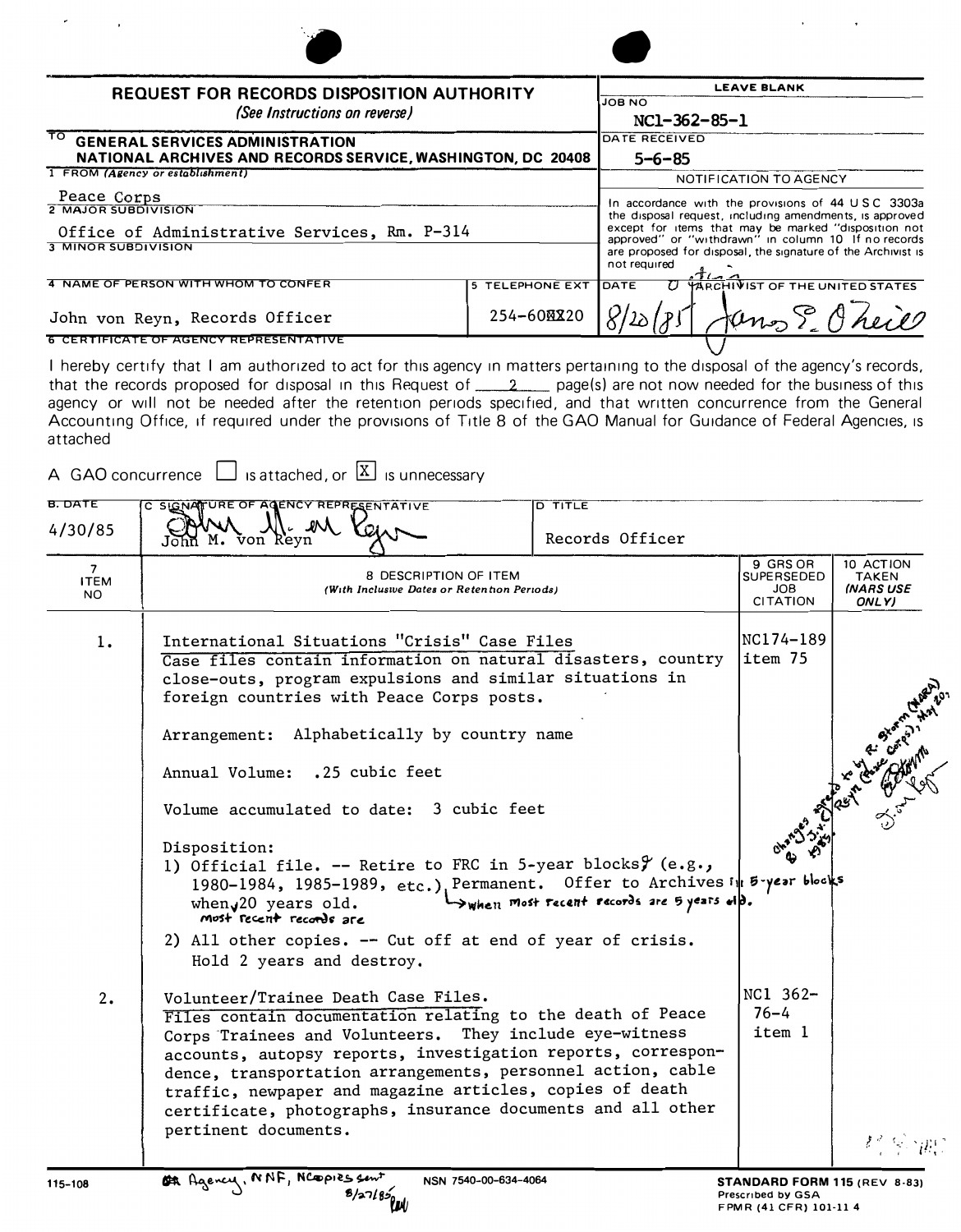# REQUEST FOR RECORDS DISPOSITION AUTHORITY

*(See Instructions on reverse)*

**LEAVE BLANK**

JOB NO: NC1-362-85-1

DATE RECEIVED: 5-6-85

NOTIFICATION TO AGENCY

In accordance with the provisions of 44 U S C 3303a the disposal request, including amendments, is approved except for items that may be marked "disposition not approved" or "withdrawn" in column 10 If no records are proposed for disposal, the signature of the Archivist is not required

DATE: 8/20/85 — ARCHIVIST OF THE UNITED STATES: James E. O'Neill (signature)

TO: **GENERAL SERVICES ADMINISTRATION NATIONAL ARCHIVES AND RECORDS SERVICE, WASHINGTON, DC 20408**

1 FROM (Agency or establishment): Peace Corps

2 MAJOR SUBDIVISION: Office of Administrative Services, Rm. P-314

3 MINOR SUBDIVISION:

4 NAME OF PERSON WITH WHOM TO CONFER: John von Reyn, Records Officer

5 TELEPHONE EXT: 254-60XX20

6 CERTIFICATE OF AGENCY REPRESENTATIVE

I hereby certify that I am authorized to act for this agency in matters pertaining to the disposal of the agency's records, that the records proposed for disposal in this Request of 2 page(s) are not now needed for the business of this agency or will not be needed after the retention periods specified, and that written concurrence from the General Accounting Office, if required under the provisions of Title 8 of the GAO Manual for Guidance of Federal Agencies, is attached

A GAO concurrence ☐ is attached, or ☒ is unnecessary

| B. DATE | C SIGNATURE OF AGENCY REPRESENTATIVE | D TITLE |
|---|---|---|
| 4/30/85 | John M. von Reyn | Records Officer |

| 7 ITEM NO | 8 DESCRIPTION OF ITEM (With Inclusive Dates or Retention Periods) | 9 GRS OR SUPERSEDED JOB CITATION | 10 ACTION TAKEN (NARS USE ONLY) |
|---|---|---|---|
| 1. | International Situations "Crisis" Case Files<br>Case files contain information on natural disasters, country close-outs, program expulsions and similar situations in foreign countries with Peace Corps posts.<br><br>Arrangement: Alphabetically by country name<br><br>Annual Volume: .25 cubic feet<br><br>Volume accumulated to date: 3 cubic feet<br><br>Disposition:<br>1) Official file. -- Retire to FRC in 5-year blocks when most recent records are 5 years old (e.g., 1980-1984, 1985-1989, etc.) Permanent. Offer to Archives in 5-year blocks when most recent records are 20 years old.<br>2) All other copies. -- Cut off at end of year of crisis. Hold 2 years and destroy. | NC174-189 item 75 | Changes agreed to by R. Storm (NARA) & J.v. Reyn (Peace Corps), May 20, 1985. |
| 2. | Volunteer/Trainee Death Case Files.<br>Files contain documentation relating to the death of Peace Corps Trainees and Volunteers. They include eye-witness accounts, autopsy reports, investigation reports, correspondence, transportation arrangements, personnel action, cable traffic, newpaper and magazine articles, copies of death certificate, photographs, insurance documents and all other pertinent documents. | NC1 362-76-4 item 1 | |

115-108 — Agency, NNF, NC copies sent 8/27/85 — NSN 7540-00-634-4064

**STANDARD FORM 115** (REV 8-83) Prescribed by GSA FPMR (41 CFR) 101-11 4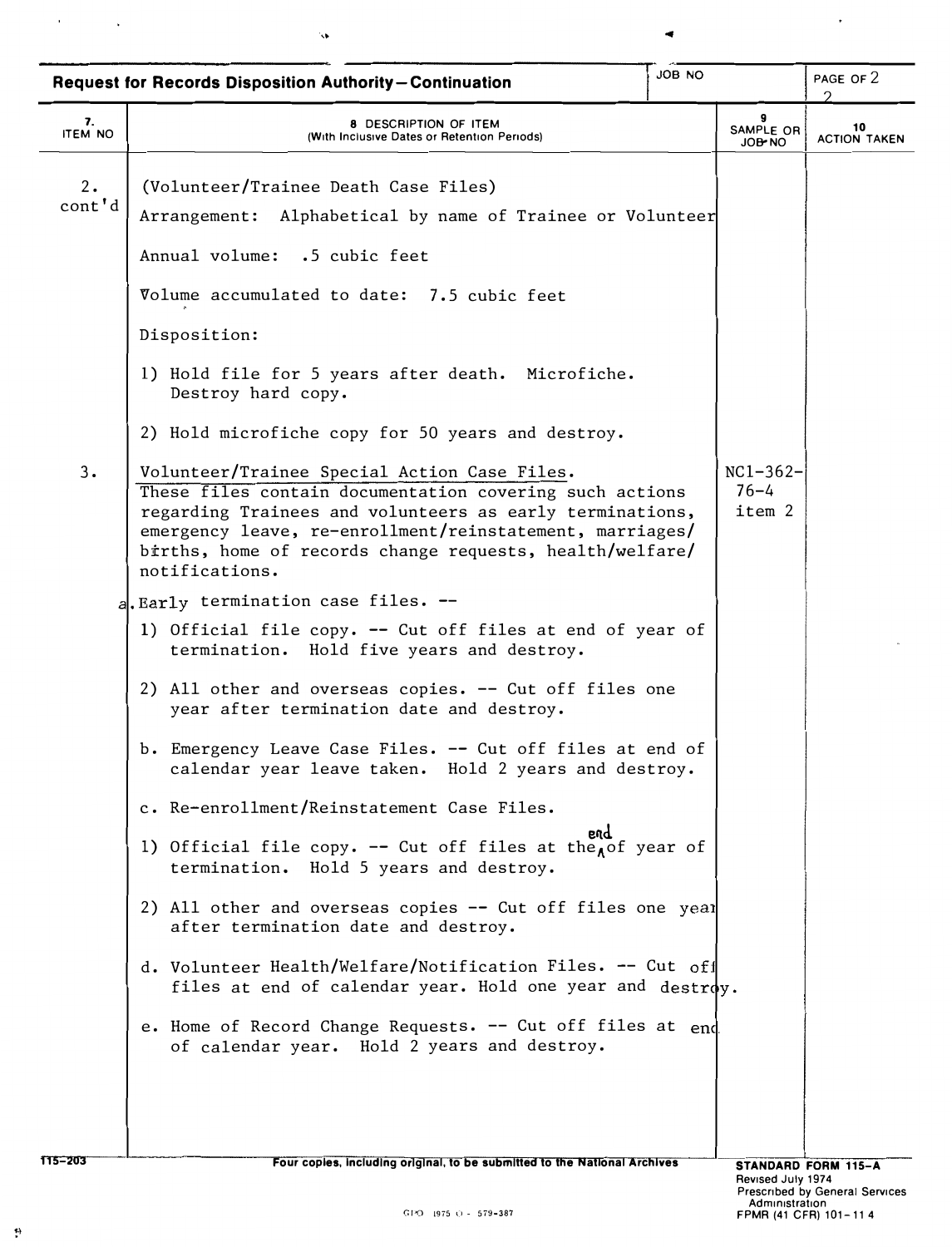**Request for Records Disposition Authority—Continuation**

| 7. ITEM NO | 8 DESCRIPTION OF ITEM (With Inclusive Dates or Retention Periods) | 9 SAMPLE OR JOB NO | 10 ACTION TAKEN |
|---|---|---|---|
| 2. cont'd | (Volunteer/Trainee Death Case Files)<br><br>Arrangement: Alphabetical by name of Trainee or Volunteer<br><br>Annual volume: .5 cubic feet<br><br>Volume accumulated to date: 7.5 cubic feet<br><br>Disposition:<br><br>1) Hold file for 5 years after death. Microfiche. Destroy hard copy.<br><br>2) Hold microfiche copy for 50 years and destroy. | | |
| 3. | Volunteer/Trainee Special Action Case Files. These files contain documentation covering such actions regarding Trainees and volunteers as early terminations, emergency leave, re-enrollment/reinstatement, marriages/births, home of records change requests, health/welfare/notifications.<br><br>a. Early termination case files. --<br><br>1) Official file copy. -- Cut off files at end of year of termination. Hold five years and destroy.<br><br>2) All other and overseas copies. -- Cut off files one year after termination date and destroy.<br><br>b. Emergency Leave Case Files. -- Cut off files at end of calendar year leave taken. Hold 2 years and destroy.<br><br>c. Re-enrollment/Reinstatement Case Files.<br><br>1) Official file copy. -- Cut off files at the end of year of termination. Hold 5 years and destroy.<br><br>2) All other and overseas copies -- Cut off files one year after termination date and destroy.<br><br>d. Volunteer Health/Welfare/Notification Files. -- Cut off files at end of calendar year. Hold one year and destroy.<br><br>e. Home of Record Change Requests. -- Cut off files at end of calendar year. Hold 2 years and destroy. | NC1-362-76-4 item 2 | |

115-203 Four copies, including original, to be submitted to the National Archives

STANDARD FORM 115-A
Revised July 1974
Prescribed by General Services Administration
FPMR (41 CFR) 101-11 4